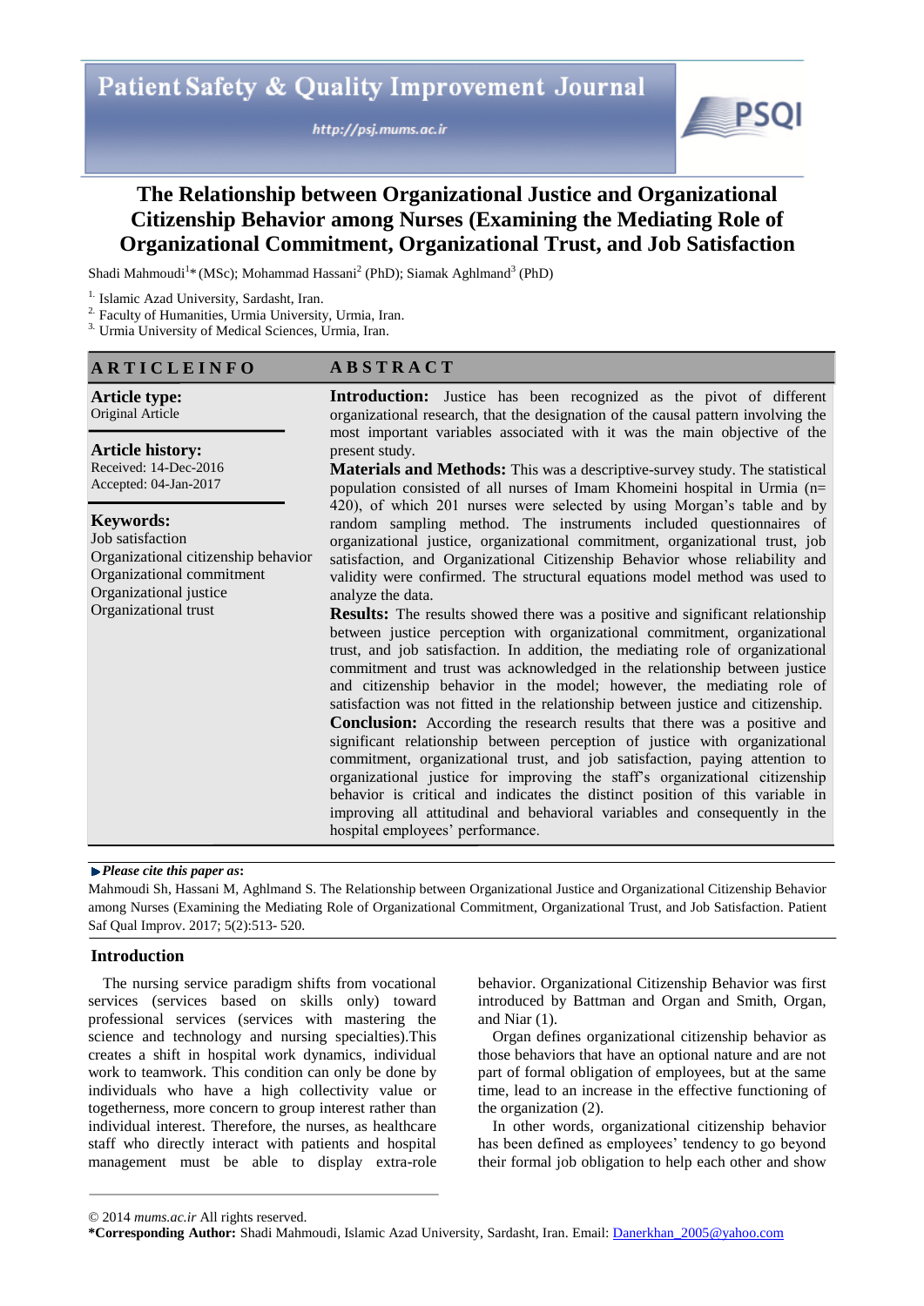# The Relationship between Organizational Justice and Organizational Citizenship Behavior among Nurses (Examining the Mediating Role of Organizational Commitment, Organizational Trust, and Job Satisfaction

Shadi Mahmoudi[1]* (MSc); Mohammad Hassani[2] (PhD); Siamak Aghlmand[3] (PhD)

[1] Islamic Azad University, Sardasht, Iran.
[2] Faculty of Humanities, Urmia University, Urmia, Iran.
[3] Urmia University of Medical Sciences, Urmia, Iran.

## ARTICLE INFO

**Article type:**
Original Article

**Article history:**
Received: 14-Dec-2016
Accepted: 04-Jan-2017

**Keywords:**
Job satisfaction
Organizational citizenship behavior
Organizational commitment
Organizational justice
Organizational trust

## ABSTRACT

**Introduction:** Justice has been recognized as the pivot of different organizational research, that the designation of the causal pattern involving the most important variables associated with it was the main objective of the present study.

**Materials and Methods:** This was a descriptive-survey study. The statistical population consisted of all nurses of Imam Khomeini hospital in Urmia (n= 420), of which 201 nurses were selected by using Morgan's table and by random sampling method. The instruments included questionnaires of organizational justice, organizational commitment, organizational trust, job satisfaction, and Organizational Citizenship Behavior whose reliability and validity were confirmed. The structural equations model method was used to analyze the data.

**Results:** The results showed there was a positive and significant relationship between justice perception with organizational commitment, organizational trust, and job satisfaction. In addition, the mediating role of organizational commitment and trust was acknowledged in the relationship between justice and citizenship behavior in the model; however, the mediating role of satisfaction was not fitted in the relationship between justice and citizenship.

**Conclusion:** According the research results that there was a positive and significant relationship between perception of justice with organizational commitment, organizational trust, and job satisfaction, paying attention to organizational justice for improving the staff's organizational citizenship behavior is critical and indicates the distinct position of this variable in improving all attitudinal and behavioral variables and consequently in the hospital employees' performance.

► ***Please cite this paper as*:**
Mahmoudi Sh, Hassani M, Aghlmand S. The Relationship between Organizational Justice and Organizational Citizenship Behavior among Nurses (Examining the Mediating Role of Organizational Commitment, Organizational Trust, and Job Satisfaction. Patient Saf Qual Improv. 2017; 5(2):513- 520.

## Introduction

The nursing service paradigm shifts from vocational services (services based on skills only) toward professional services (services with mastering the science and technology and nursing specialties).This creates a shift in hospital work dynamics, individual work to teamwork. This condition can only be done by individuals who have a high collectivity value or togetherness, more concern to group interest rather than individual interest. Therefore, the nurses, as healthcare staff who directly interact with patients and hospital management must be able to display extra-role behavior. Organizational Citizenship Behavior was first introduced by Battman and Organ and Smith, Organ, and Niar (1).

Organ defines organizational citizenship behavior as those behaviors that have an optional nature and are not part of formal obligation of employees, but at the same time, lead to an increase in the effective functioning of the organization (2).

In other words, organizational citizenship behavior has been defined as employees' tendency to go beyond their formal job obligation to help each other and show

© 2014 *mums.ac.ir* All rights reserved.

***Corresponding Author:** Shadi Mahmoudi, Islamic Azad University, Sardasht, Iran. Email: Danerkhan_2005@yahoo.com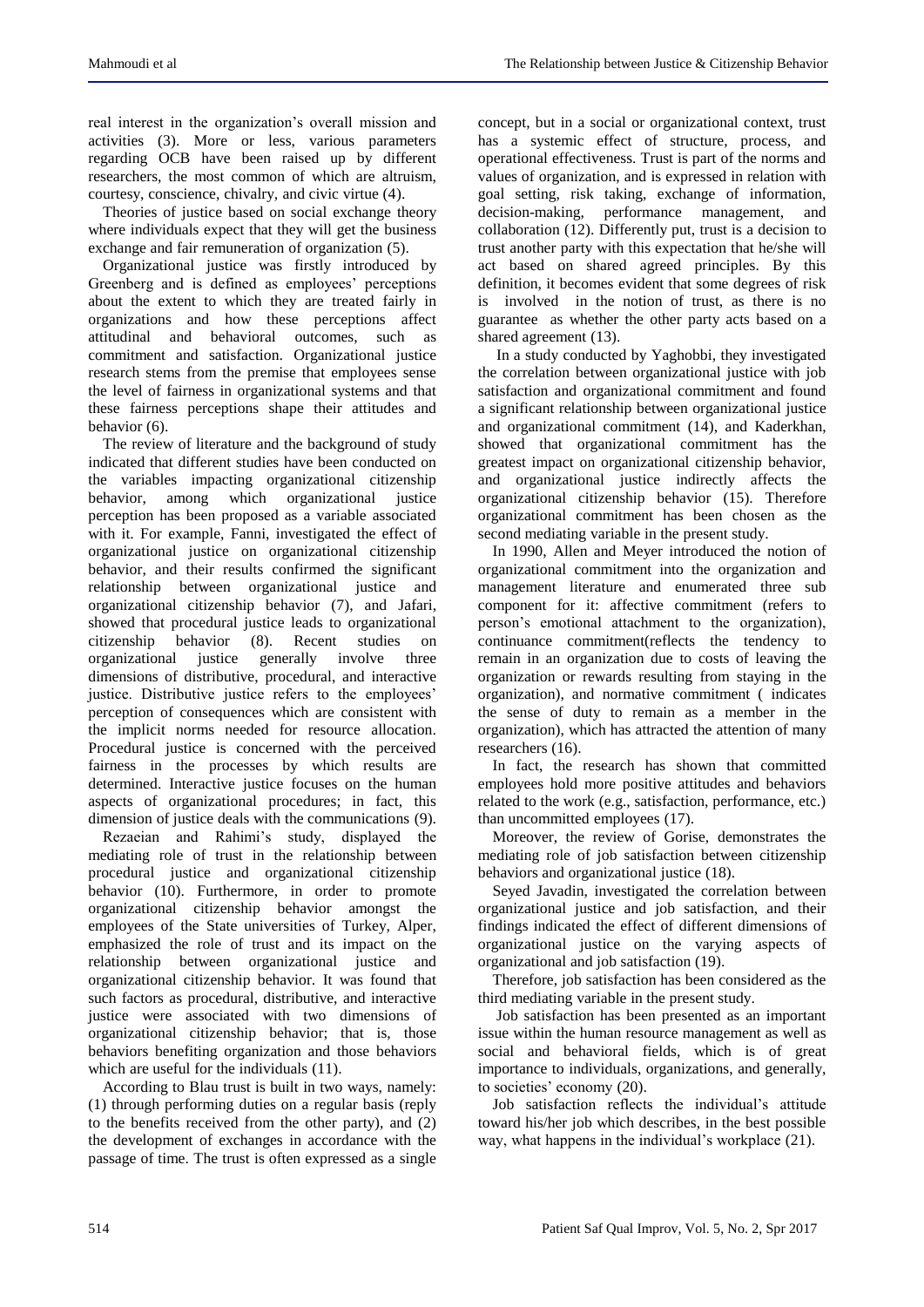real interest in the organization's overall mission and activities (3). More or less, various parameters regarding OCB have been raised up by different researchers, the most common of which are altruism, courtesy, conscience, chivalry, and civic virtue (4).

Theories of justice based on social exchange theory where individuals expect that they will get the business exchange and fair remuneration of organization (5).

Organizational justice was firstly introduced by Greenberg and is defined as employees' perceptions about the extent to which they are treated fairly in organizations and how these perceptions affect attitudinal and behavioral outcomes, such as commitment and satisfaction. Organizational justice research stems from the premise that employees sense the level of fairness in organizational systems and that these fairness perceptions shape their attitudes and behavior (6).

The review of literature and the background of study indicated that different studies have been conducted on the variables impacting organizational citizenship behavior, among which organizational justice perception has been proposed as a variable associated with it. For example, Fanni, investigated the effect of organizational justice on organizational citizenship behavior, and their results confirmed the significant relationship between organizational justice and organizational citizenship behavior (7), and Jafari, showed that procedural justice leads to organizational citizenship behavior (8). Recent studies on organizational justice generally involve three dimensions of distributive, procedural, and interactive justice. Distributive justice refers to the employees' perception of consequences which are consistent with the implicit norms needed for resource allocation. Procedural justice is concerned with the perceived fairness in the processes by which results are determined. Interactive justice focuses on the human aspects of organizational procedures; in fact, this dimension of justice deals with the communications (9).

Rezaeian and Rahimi's study, displayed the mediating role of trust in the relationship between procedural justice and organizational citizenship behavior (10). Furthermore, in order to promote organizational citizenship behavior amongst the employees of the State universities of Turkey, Alper, emphasized the role of trust and its impact on the relationship between organizational justice and organizational citizenship behavior. It was found that such factors as procedural, distributive, and interactive justice were associated with two dimensions of organizational citizenship behavior; that is, those behaviors benefiting organization and those behaviors which are useful for the individuals (11).

According to Blau trust is built in two ways, namely: (1) through performing duties on a regular basis (reply to the benefits received from the other party), and (2) the development of exchanges in accordance with the passage of time. The trust is often expressed as a single concept, but in a social or organizational context, trust has a systemic effect of structure, process, and operational effectiveness. Trust is part of the norms and values of organization, and is expressed in relation with goal setting, risk taking, exchange of information, decision-making, performance management, and collaboration (12). Differently put, trust is a decision to trust another party with this expectation that he/she will act based on shared agreed principles. By this definition, it becomes evident that some degrees of risk is involved in the notion of trust, as there is no guarantee as whether the other party acts based on a shared agreement (13).

In a study conducted by Yaghobbi, they investigated the correlation between organizational justice with job satisfaction and organizational commitment and found a significant relationship between organizational justice and organizational commitment (14), and Kaderkhan, showed that organizational commitment has the greatest impact on organizational citizenship behavior, and organizational justice indirectly affects the organizational citizenship behavior (15). Therefore organizational commitment has been chosen as the second mediating variable in the present study.

In 1990, Allen and Meyer introduced the notion of organizational commitment into the organization and management literature and enumerated three sub component for it: affective commitment (refers to person's emotional attachment to the organization), continuance commitment(reflects the tendency to remain in an organization due to costs of leaving the organization or rewards resulting from staying in the organization), and normative commitment ( indicates the sense of duty to remain as a member in the organization), which has attracted the attention of many researchers (16).

In fact, the research has shown that committed employees hold more positive attitudes and behaviors related to the work (e.g., satisfaction, performance, etc.) than uncommitted employees (17).

Moreover, the review of Gorise, demonstrates the mediating role of job satisfaction between citizenship behaviors and organizational justice (18).

Seyed Javadin, investigated the correlation between organizational justice and job satisfaction, and their findings indicated the effect of different dimensions of organizational justice on the varying aspects of organizational and job satisfaction (19).

Therefore, job satisfaction has been considered as the third mediating variable in the present study.

Job satisfaction has been presented as an important issue within the human resource management as well as social and behavioral fields, which is of great importance to individuals, organizations, and generally, to societies' economy (20).

Job satisfaction reflects the individual's attitude toward his/her job which describes, in the best possible way, what happens in the individual's workplace (21).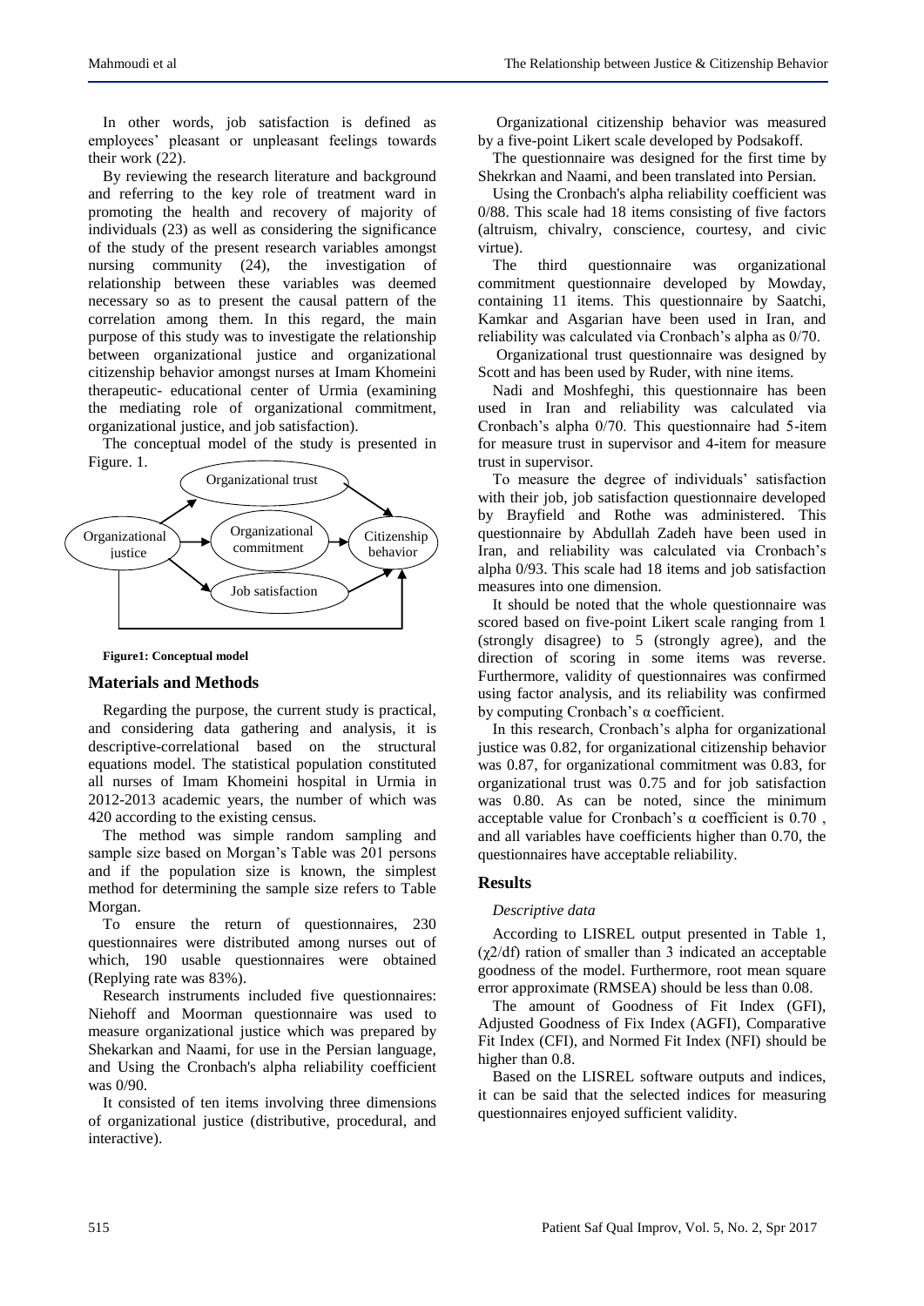In other words, job satisfaction is defined as employees' pleasant or unpleasant feelings towards their work (22).

By reviewing the research literature and background and referring to the key role of treatment ward in promoting the health and recovery of majority of individuals (23) as well as considering the significance of the study of the present research variables amongst nursing community (24), the investigation of relationship between these variables was deemed necessary so as to present the causal pattern of the correlation among them. In this regard, the main purpose of this study was to investigate the relationship between organizational justice and organizational citizenship behavior amongst nurses at Imam Khomeini therapeutic- educational center of Urmia (examining the mediating role of organizational commitment, organizational justice, and job satisfaction).

The conceptual model of the study is presented in Figure. 1.

Organizational trust

Organizational justice

Organizational commitment

Citizenship behavior

Job satisfaction

**Figure1: Conceptual model**

## Materials and Methods

Regarding the purpose, the current study is practical, and considering data gathering and analysis, it is descriptive-correlational based on the structural equations model. The statistical population constituted all nurses of Imam Khomeini hospital in Urmia in 2012-2013 academic years, the number of which was 420 according to the existing census.

The method was simple random sampling and sample size based on Morgan's Table was 201 persons and if the population size is known, the simplest method for determining the sample size refers to Table Morgan.

To ensure the return of questionnaires, 230 questionnaires were distributed among nurses out of which, 190 usable questionnaires were obtained (Replying rate was 83%).

Research instruments included five questionnaires: Niehoff and Moorman questionnaire was used to measure organizational justice which was prepared by Shekarkan and Naami, for use in the Persian language, and Using the Cronbach's alpha reliability coefficient was 0/90.

It consisted of ten items involving three dimensions of organizational justice (distributive, procedural, and interactive).

Organizational citizenship behavior was measured by a five-point Likert scale developed by Podsakoff.

The questionnaire was designed for the first time by Shekrkan and Naami, and been translated into Persian.

Using the Cronbach's alpha reliability coefficient was 0/88. This scale had 18 items consisting of five factors (altruism, chivalry, conscience, courtesy, and civic virtue).

The third questionnaire was organizational commitment questionnaire developed by Mowday, containing 11 items. This questionnaire by Saatchi, Kamkar and Asgarian have been used in Iran, and reliability was calculated via Cronbach's alpha as 0/70.

Organizational trust questionnaire was designed by Scott and has been used by Ruder, with nine items.

Nadi and Moshfeghi, this questionnaire has been used in Iran and reliability was calculated via Cronbach's alpha 0/70. This questionnaire had 5-item for measure trust in supervisor and 4-item for measure trust in supervisor.

To measure the degree of individuals' satisfaction with their job, job satisfaction questionnaire developed by Brayfield and Rothe was administered. This questionnaire by Abdullah Zadeh have been used in Iran, and reliability was calculated via Cronbach's alpha 0/93. This scale had 18 items and job satisfaction measures into one dimension.

It should be noted that the whole questionnaire was scored based on five-point Likert scale ranging from 1 (strongly disagree) to 5 (strongly agree), and the direction of scoring in some items was reverse. Furthermore, validity of questionnaires was confirmed using factor analysis, and its reliability was confirmed by computing Cronbach's $\alpha$ coefficient.

In this research, Cronbach's alpha for organizational justice was 0.82, for organizational citizenship behavior was 0.87, for organizational commitment was 0.83, for organizational trust was 0.75 and for job satisfaction was 0.80. As can be noted, since the minimum acceptable value for Cronbach's $\alpha$ coefficient is 0.70 , and all variables have coefficients higher than 0.70, the questionnaires have acceptable reliability.

## Results

*Descriptive data*

According to LISREL output presented in Table 1, ($\chi^2$/df) ration of smaller than 3 indicated an acceptable goodness of the model. Furthermore, root mean square error approximate (RMSEA) should be less than 0.08.

The amount of Goodness of Fit Index (GFI), Adjusted Goodness of Fix Index (AGFI), Comparative Fit Index (CFI), and Normed Fit Index (NFI) should be higher than 0.8.

Based on the LISREL software outputs and indices, it can be said that the selected indices for measuring questionnaires enjoyed sufficient validity.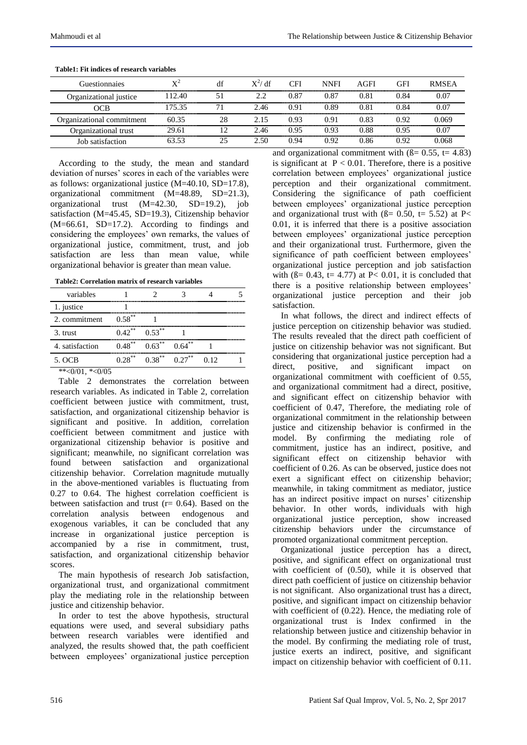**Table1: Fit indices of research variables**

| Guestionnaies | $X^2$ | df | $X^2$/ df | CFI | NNFI | AGFI | GFI | RMSEA |
|---|---|---|---|---|---|---|---|---|
| Organizational justice | 112.40 | 51 | 2.2 | 0.87 | 0.87 | 0.81 | 0.84 | 0.07 |
| OCB | 175.35 | 71 | 2.46 | 0.91 | 0.89 | 0.81 | 0.84 | 0.07 |
| Organizational commitment | 60.35 | 28 | 2.15 | 0.93 | 0.91 | 0.83 | 0.92 | 0.069 |
| Organizational trust | 29.61 | 12 | 2.46 | 0.95 | 0.93 | 0.88 | 0.95 | 0.07 |
| Job satisfaction | 63.53 | 25 | 2.50 | 0.94 | 0.92 | 0.86 | 0.92 | 0.068 |

According to the study, the mean and standard deviation of nurses' scores in each of the variables were as follows: organizational justice (M=40.10, SD=17.8), organizational commitment (M=48.89, SD=21.3), organizational trust (M=42.30, SD=19.2), job satisfaction (M=45.45, SD=19.3), Citizenship behavior (M=66.61, SD=17.2). According to findings and considering the employees' own remarks, the values of organizational justice, commitment, trust, and job satisfaction are less than mean value, while organizational behavior is greater than mean value.

**Table2: Correlation matrix of research variables**

| variables | 1 | 2 | 3 | 4 | 5 |
|---|---|---|---|---|---|
| 1. justice | 1 | | | | |
| 2. commitment | 0.58** | 1 | | | |
| 3. trust | 0.42** | 0.53** | 1 | | |
| 4. satisfaction | 0.48** | 0.63** | 0.64** | 1 | |
| 5. OCB | 0.28** | 0.38** | 0.27** | 0.12 | 1 |

**<0/01, *<0/05

Table 2 demonstrates the correlation between research variables. As indicated in Table 2, correlation coefficient between justice with commitment, trust, satisfaction, and organizational citizenship behavior is significant and positive. In addition, correlation coefficient between commitment and justice with organizational citizenship behavior is positive and significant; meanwhile, no significant correlation was found between satisfaction and organizational citizenship behavior. Correlation magnitude mutually in the above-mentioned variables is fluctuating from 0.27 to 0.64. The highest correlation coefficient is between satisfaction and trust (r= 0.64). Based on the correlation analysis between endogenous and exogenous variables, it can be concluded that any increase in organizational justice perception is accompanied by a rise in commitment, trust, satisfaction, and organizational citizenship behavior scores.

The main hypothesis of research Job satisfaction, organizational trust, and organizational commitment play the mediating role in the relationship between justice and citizenship behavior.

In order to test the above hypothesis, structural equations were used, and several subsidiary paths between research variables were identified and analyzed, the results showed that, the path coefficient between employees' organizational justice perception and organizational commitment with ($\beta$= 0.55, t= 4.83) is significant at $P < 0.01$. Therefore, there is a positive correlation between employees' organizational justice perception and their organizational commitment. Considering the significance of path coefficient between employees' organizational justice perception and organizational trust with ($\beta$= 0.50, t= 5.52) at $P< 0.01$, it is inferred that there is a positive association between employees' organizational justice perception and their organizational trust. Furthermore, given the significance of path coefficient between employees' organizational justice perception and job satisfaction with ($\beta$= 0.43, t= 4.77) at $P< 0.01$, it is concluded that there is a positive relationship between employees' organizational justice perception and their job satisfaction.

In what follows, the direct and indirect effects of justice perception on citizenship behavior was studied. The results revealed that the direct path coefficient of justice on citizenship behavior was not significant. But considering that organizational justice perception had a direct, positive, and significant impact on organizational commitment with coefficient of 0.55, and organizational commitment had a direct, positive, and significant effect on citizenship behavior with coefficient of 0.47, Therefore, the mediating role of organizational commitment in the relationship between justice and citizenship behavior is confirmed in the model. By confirming the mediating role of commitment, justice has an indirect, positive, and significant effect on citizenship behavior with coefficient of 0.26. As can be observed, justice does not exert a significant effect on citizenship behavior; meanwhile, in taking commitment as mediator, justice has an indirect positive impact on nurses' citizenship behavior. In other words, individuals with high organizational justice perception, show increased citizenship behaviors under the circumstance of promoted organizational commitment perception.

Organizational justice perception has a direct, positive, and significant effect on organizational trust with coefficient of (0.50), while it is observed that direct path coefficient of justice on citizenship behavior is not significant. Also organizational trust has a direct, positive, and significant impact on citizenship behavior with coefficient of (0.22). Hence, the mediating role of organizational trust is Index confirmed in the relationship between justice and citizenship behavior in the model. By confirming the mediating role of trust, justice exerts an indirect, positive, and significant impact on citizenship behavior with coefficient of 0.11.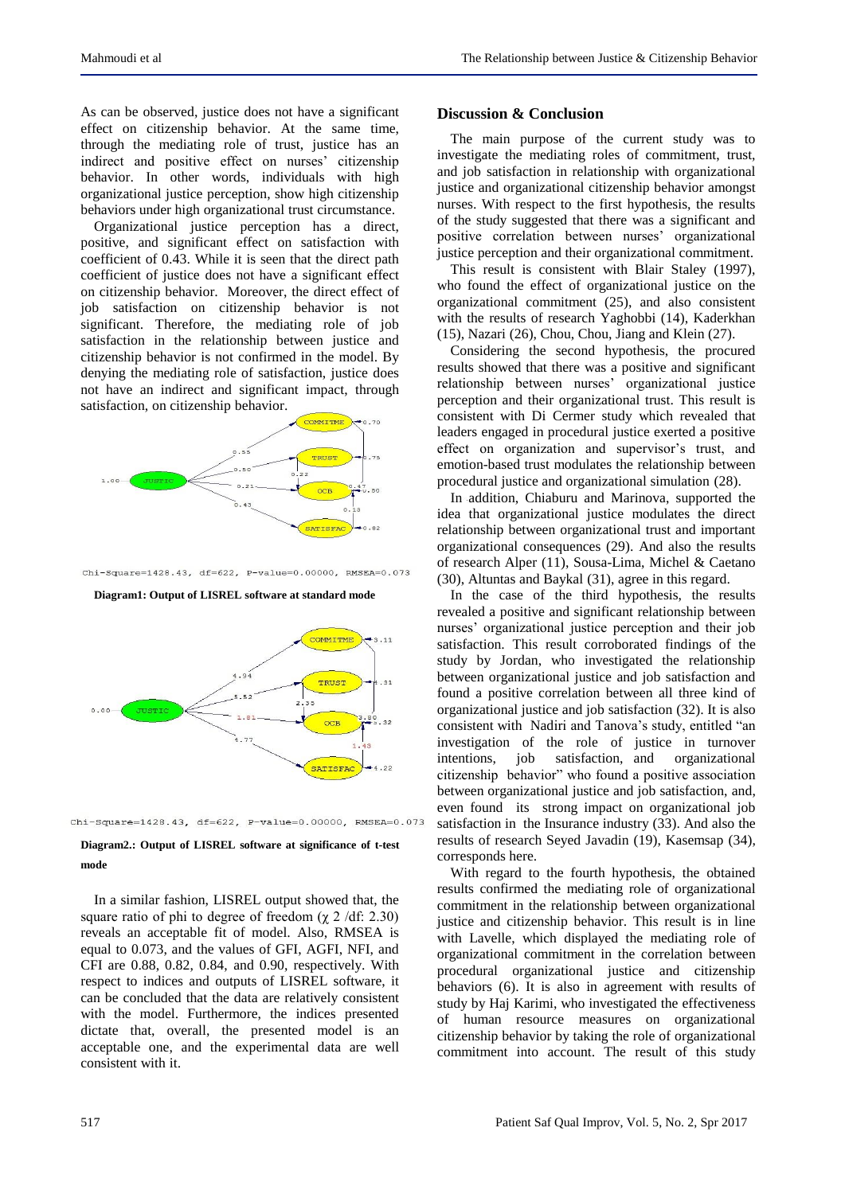As can be observed, justice does not have a significant effect on citizenship behavior. At the same time, through the mediating role of trust, justice has an indirect and positive effect on nurses' citizenship behavior. In other words, individuals with high organizational justice perception, show high citizenship behaviors under high organizational trust circumstance.

Organizational justice perception has a direct, positive, and significant effect on satisfaction with coefficient of 0.43. While it is seen that the direct path coefficient of justice does not have a significant effect on citizenship behavior. Moreover, the direct effect of job satisfaction on citizenship behavior is not significant. Therefore, the mediating role of job satisfaction in the relationship between justice and citizenship behavior is not confirmed in the model. By denying the mediating role of satisfaction, justice does not have an indirect and significant impact, through satisfaction, on citizenship behavior.

Chi-Square=1428.43, df=622, P-value=0.00000, RMSEA=0.073

**Diagram1: Output of LISREL software at standard mode**

Chi-Square=1428.43, df=622, P-value=0.00000, RMSEA=0.073

**Diagram2.: Output of LISREL software at significance of t-test mode**

In a similar fashion, LISREL output showed that, the square ratio of phi to degree of freedom ($\chi^2$ /df: 2.30) reveals an acceptable fit of model. Also, RMSEA is equal to 0.073, and the values of GFI, AGFI, NFI, and CFI are 0.88, 0.82, 0.84, and 0.90, respectively. With respect to indices and outputs of LISREL software, it can be concluded that the data are relatively consistent with the model. Furthermore, the indices presented dictate that, overall, the presented model is an acceptable one, and the experimental data are well consistent with it.

## Discussion & Conclusion

The main purpose of the current study was to investigate the mediating roles of commitment, trust, and job satisfaction in relationship with organizational justice and organizational citizenship behavior amongst nurses. With respect to the first hypothesis, the results of the study suggested that there was a significant and positive correlation between nurses' organizational justice perception and their organizational commitment.

This result is consistent with Blair Staley (1997), who found the effect of organizational justice on the organizational commitment (25), and also consistent with the results of research Yaghobbi (14), Kaderkhan (15), Nazari (26), Chou, Chou, Jiang and Klein (27).

Considering the second hypothesis, the procured results showed that there was a positive and significant relationship between nurses' organizational justice perception and their organizational trust. This result is consistent with Di Cermer study which revealed that leaders engaged in procedural justice exerted a positive effect on organization and supervisor's trust, and emotion-based trust modulates the relationship between procedural justice and organizational simulation (28).

In addition, Chiaburu and Marinova, supported the idea that organizational justice modulates the direct relationship between organizational trust and important organizational consequences (29). And also the results of research Alper (11), Sousa-Lima, Michel & Caetano (30), Altuntas and Baykal (31), agree in this regard.

In the case of the third hypothesis, the results revealed a positive and significant relationship between nurses' organizational justice perception and their job satisfaction. This result corroborated findings of the study by Jordan, who investigated the relationship between organizational justice and job satisfaction and found a positive correlation between all three kind of organizational justice and job satisfaction (32). It is also consistent with Nadiri and Tanova's study, entitled "an investigation of the role of justice in turnover intentions, job satisfaction, and organizational citizenship behavior" who found a positive association between organizational justice and job satisfaction, and, even found its strong impact on organizational job satisfaction in the Insurance industry (33). And also the results of research Seyed Javadin (19), Kasemsap (34), corresponds here.

With regard to the fourth hypothesis, the obtained results confirmed the mediating role of organizational commitment in the relationship between organizational justice and citizenship behavior. This result is in line with Lavelle, which displayed the mediating role of organizational commitment in the correlation between procedural organizational justice and citizenship behaviors (6). It is also in agreement with results of study by Haj Karimi, who investigated the effectiveness of human resource measures on organizational citizenship behavior by taking the role of organizational commitment into account. The result of this study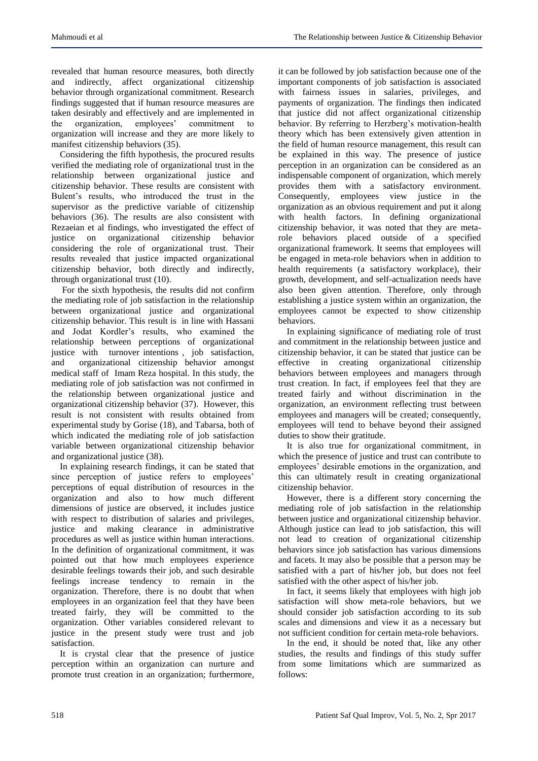revealed that human resource measures, both directly and indirectly, affect organizational citizenship behavior through organizational commitment. Research findings suggested that if human resource measures are taken desirably and effectively and are implemented in the organization, employees' commitment to organization will increase and they are more likely to manifest citizenship behaviors (35).

Considering the fifth hypothesis, the procured results verified the mediating role of organizational trust in the relationship between organizational justice and citizenship behavior. These results are consistent with Bulent's results, who introduced the trust in the supervisor as the predictive variable of citizenship behaviors (36). The results are also consistent with Rezaeian et al findings, who investigated the effect of justice on organizational citizenship behavior considering the role of organizational trust. Their results revealed that justice impacted organizational citizenship behavior, both directly and indirectly, through organizational trust (10).

For the sixth hypothesis, the results did not confirm the mediating role of job satisfaction in the relationship between organizational justice and organizational citizenship behavior. This result is in line with Hassani and Jodat Kordler's results, who examined the relationship between perceptions of organizational justice with turnover intentions , job satisfaction, and organizational citizenship behavior amongst medical staff of Imam Reza hospital. In this study, the mediating role of job satisfaction was not confirmed in the relationship between organizational justice and organizational citizenship behavior (37). However, this result is not consistent with results obtained from experimental study by Gorise (18), and Tabarsa, both of which indicated the mediating role of job satisfaction variable between organizational citizenship behavior and organizational justice (38).

In explaining research findings, it can be stated that since perception of justice refers to employees' perceptions of equal distribution of resources in the organization and also to how much different dimensions of justice are observed, it includes justice with respect to distribution of salaries and privileges, justice and making clearance in administrative procedures as well as justice within human interactions. In the definition of organizational commitment, it was pointed out that how much employees experience desirable feelings towards their job, and such desirable feelings increase tendency to remain in the organization. Therefore, there is no doubt that when employees in an organization feel that they have been treated fairly, they will be committed to the organization. Other variables considered relevant to justice in the present study were trust and job satisfaction.

It is crystal clear that the presence of justice perception within an organization can nurture and promote trust creation in an organization; furthermore, it can be followed by job satisfaction because one of the important components of job satisfaction is associated with fairness issues in salaries, privileges, and payments of organization. The findings then indicated that justice did not affect organizational citizenship behavior. By referring to Herzberg's motivation-health theory which has been extensively given attention in the field of human resource management, this result can be explained in this way. The presence of justice perception in an organization can be considered as an indispensable component of organization, which merely provides them with a satisfactory environment. Consequently, employees view justice in the organization as an obvious requirement and put it along with health factors. In defining organizational citizenship behavior, it was noted that they are meta-role behaviors placed outside of a specified organizational framework. It seems that employees will be engaged in meta-role behaviors when in addition to health requirements (a satisfactory workplace), their growth, development, and self-actualization needs have also been given attention. Therefore, only through establishing a justice system within an organization, the employees cannot be expected to show citizenship behaviors.

In explaining significance of mediating role of trust and commitment in the relationship between justice and citizenship behavior, it can be stated that justice can be effective in creating organizational citizenship behaviors between employees and managers through trust creation. In fact, if employees feel that they are treated fairly and without discrimination in the organization, an environment reflecting trust between employees and managers will be created; consequently, employees will tend to behave beyond their assigned duties to show their gratitude.

It is also true for organizational commitment, in which the presence of justice and trust can contribute to employees' desirable emotions in the organization, and this can ultimately result in creating organizational citizenship behavior.

However, there is a different story concerning the mediating role of job satisfaction in the relationship between justice and organizational citizenship behavior. Although justice can lead to job satisfaction, this will not lead to creation of organizational citizenship behaviors since job satisfaction has various dimensions and facets. It may also be possible that a person may be satisfied with a part of his/her job, but does not feel satisfied with the other aspect of his/her job.

In fact, it seems likely that employees with high job satisfaction will show meta-role behaviors, but we should consider job satisfaction according to its sub scales and dimensions and view it as a necessary but not sufficient condition for certain meta-role behaviors.

In the end, it should be noted that, like any other studies, the results and findings of this study suffer from some limitations which are summarized as follows: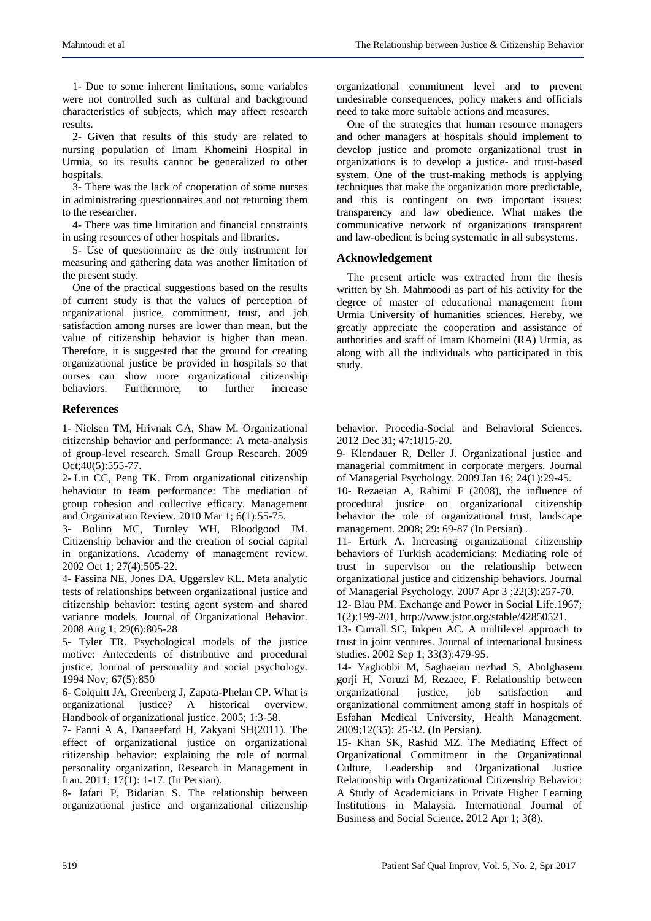1- Due to some inherent limitations, some variables were not controlled such as cultural and background characteristics of subjects, which may affect research results.

2- Given that results of this study are related to nursing population of Imam Khomeini Hospital in Urmia, so its results cannot be generalized to other hospitals.

3- There was the lack of cooperation of some nurses in administrating questionnaires and not returning them to the researcher.

4- There was time limitation and financial constraints in using resources of other hospitals and libraries.

5- Use of questionnaire as the only instrument for measuring and gathering data was another limitation of the present study.

One of the practical suggestions based on the results of current study is that the values of perception of organizational justice, commitment, trust, and job satisfaction among nurses are lower than mean, but the value of citizenship behavior is higher than mean. Therefore, it is suggested that the ground for creating organizational justice be provided in hospitals so that nurses can show more organizational citizenship behaviors. Furthermore, to further increase organizational commitment level and to prevent undesirable consequences, policy makers and officials need to take more suitable actions and measures.

One of the strategies that human resource managers and other managers at hospitals should implement to develop justice and promote organizational trust in organizations is to develop a justice- and trust-based system. One of the trust-making methods is applying techniques that make the organization more predictable, and this is contingent on two important issues: transparency and law obedience. What makes the communicative network of organizations transparent and law-obedient is being systematic in all subsystems.

## Acknowledgement

The present article was extracted from the thesis written by Sh. Mahmoodi as part of his activity for the degree of master of educational management from Urmia University of humanities sciences. Hereby, we greatly appreciate the cooperation and assistance of authorities and staff of Imam Khomeini (RA) Urmia, as along with all the individuals who participated in this study.

## References

1- Nielsen TM, Hrivnak GA, Shaw M. Organizational citizenship behavior and performance: A meta-analysis of group-level research. Small Group Research. 2009 Oct;40(5):555-77.

2- Lin CC, Peng TK. From organizational citizenship behaviour to team performance: The mediation of group cohesion and collective efficacy. Management and Organization Review. 2010 Mar 1; 6(1):55-75.

3- Bolino MC, Turnley WH, Bloodgood JM. Citizenship behavior and the creation of social capital in organizations. Academy of management review. 2002 Oct 1; 27(4):505-22.

4- Fassina NE, Jones DA, Uggerslev KL. Meta analytic tests of relationships between organizational justice and citizenship behavior: testing agent system and shared variance models. Journal of Organizational Behavior. 2008 Aug 1; 29(6):805-28.

5- Tyler TR. Psychological models of the justice motive: Antecedents of distributive and procedural justice. Journal of personality and social psychology. 1994 Nov; 67(5):850

6- Colquitt JA, Greenberg J, Zapata-Phelan CP. What is organizational justice? A historical overview. Handbook of organizational justice. 2005; 1:3-58.

7- Fanni A A, Danaeefard H, Zakyani SH(2011). The effect of organizational justice on organizational citizenship behavior: explaining the role of normal personality organization, Research in Management in Iran. 2011; 17(1): 1-17. (In Persian).

8- Jafari P, Bidarian S. The relationship between organizational justice and organizational citizenship behavior. Procedia-Social and Behavioral Sciences. 2012 Dec 31; 47:1815-20.

9- Klendauer R, Deller J. Organizational justice and managerial commitment in corporate mergers. Journal of Managerial Psychology. 2009 Jan 16; 24(1):29-45.

10- Rezaeian A, Rahimi F (2008), the influence of procedural justice on organizational citizenship behavior the role of organizational trust, landscape management. 2008; 29: 69-87 (In Persian) .

11- Ertürk A. Increasing organizational citizenship behaviors of Turkish academicians: Mediating role of trust in supervisor on the relationship between organizational justice and citizenship behaviors. Journal of Managerial Psychology. 2007 Apr 3 ;22(3):257-70.

12- Blau PM. Exchange and Power in Social Life.1967; 1(2):199-201, http://www.jstor.org/stable/42850521.

13- Currall SC, Inkpen AC. A multilevel approach to trust in joint ventures. Journal of international business studies. 2002 Sep 1; 33(3):479-95.

14- Yaghobbi M, Saghaeian nezhad S, Abolghasem gorji H, Noruzi M, Rezaee, F. Relationship between organizational justice, job satisfaction and organizational commitment among staff in hospitals of Esfahan Medical University, Health Management. 2009;12(35): 25-32. (In Persian).

15- Khan SK, Rashid MZ. The Mediating Effect of Organizational Commitment in the Organizational Culture, Leadership and Organizational Justice Relationship with Organizational Citizenship Behavior: A Study of Academicians in Private Higher Learning Institutions in Malaysia. International Journal of Business and Social Science. 2012 Apr 1; 3(8).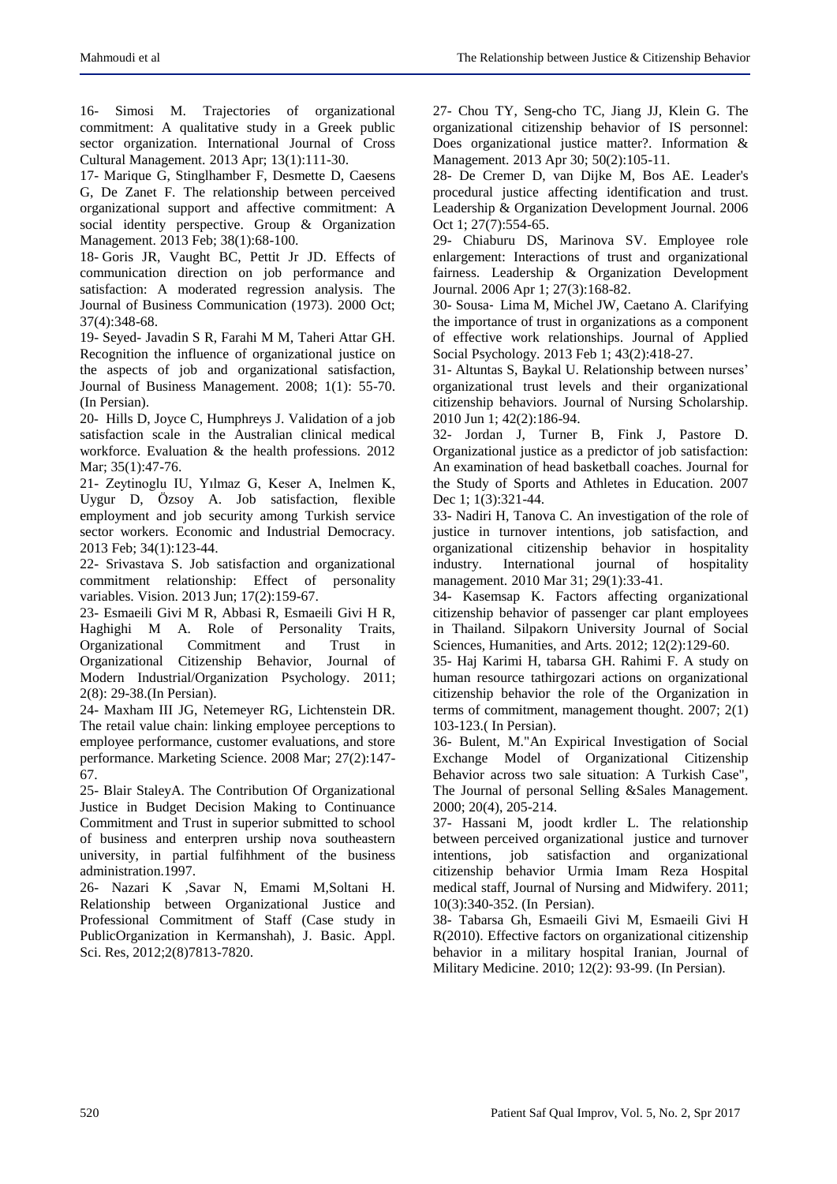16- Simosi M. Trajectories of organizational commitment: A qualitative study in a Greek public sector organization. International Journal of Cross Cultural Management. 2013 Apr; 13(1):111-30.

17- Marique G, Stinglhamber F, Desmette D, Caesens G, De Zanet F. The relationship between perceived organizational support and affective commitment: A social identity perspective. Group & Organization Management. 2013 Feb; 38(1):68-100.

18- Goris JR, Vaught BC, Pettit Jr JD. Effects of communication direction on job performance and satisfaction: A moderated regression analysis. The Journal of Business Communication (1973). 2000 Oct; 37(4):348-68.

19- Seyed- Javadin S R, Farahi M M, Taheri Attar GH. Recognition the influence of organizational justice on the aspects of job and organizational satisfaction, Journal of Business Management. 2008; 1(1): 55-70. (In Persian).

20- Hills D, Joyce C, Humphreys J. Validation of a job satisfaction scale in the Australian clinical medical workforce. Evaluation & the health professions. 2012 Mar; 35(1):47-76.

21- Zeytinoglu IU, Yılmaz G, Keser A, Inelmen K, Uygur D, Özsoy A. Job satisfaction, flexible employment and job security among Turkish service sector workers. Economic and Industrial Democracy. 2013 Feb; 34(1):123-44.

22- Srivastava S. Job satisfaction and organizational commitment relationship: Effect of personality variables. Vision. 2013 Jun; 17(2):159-67.

23- Esmaeili Givi M R, Abbasi R, Esmaeili Givi H R, Haghighi M A. Role of Personality Traits, Organizational Commitment and Trust in Organizational Citizenship Behavior, Journal of Modern Industrial/Organization Psychology. 2011; 2(8): 29-38.(In Persian).

24- Maxham III JG, Netemeyer RG, Lichtenstein DR. The retail value chain: linking employee perceptions to employee performance, customer evaluations, and store performance. Marketing Science. 2008 Mar; 27(2):147-67.

25- Blair StaleyA. The Contribution Of Organizational Justice in Budget Decision Making to Continuance Commitment and Trust in superior submitted to school of business and enterpren urship nova southeastern university, in partial fulfihhment of the business administration.1997.

26- Nazari K ,Savar N, Emami M,Soltani H. Relationship between Organizational Justice and Professional Commitment of Staff (Case study in PublicOrganization in Kermanshah), J. Basic. Appl. Sci. Res, 2012;2(8)7813-7820.

27- Chou TY, Seng-cho TC, Jiang JJ, Klein G. The organizational citizenship behavior of IS personnel: Does organizational justice matter?. Information & Management. 2013 Apr 30; 50(2):105-11.

28- De Cremer D, van Dijke M, Bos AE. Leader's procedural justice affecting identification and trust. Leadership & Organization Development Journal. 2006 Oct 1; 27(7):554-65.

29- Chiaburu DS, Marinova SV. Employee role enlargement: Interactions of trust and organizational fairness. Leadership & Organization Development Journal. 2006 Apr 1; 27(3):168-82.

30- Sousa‐ Lima M, Michel JW, Caetano A. Clarifying the importance of trust in organizations as a component of effective work relationships. Journal of Applied Social Psychology. 2013 Feb 1; 43(2):418-27.

31- Altuntas S, Baykal U. Relationship between nurses' organizational trust levels and their organizational citizenship behaviors. Journal of Nursing Scholarship. 2010 Jun 1; 42(2):186-94.

32- Jordan J, Turner B, Fink J, Pastore D. Organizational justice as a predictor of job satisfaction: An examination of head basketball coaches. Journal for the Study of Sports and Athletes in Education. 2007 Dec 1; 1(3):321-44.

33- Nadiri H, Tanova C. An investigation of the role of justice in turnover intentions, job satisfaction, and organizational citizenship behavior in hospitality industry. International journal of hospitality management. 2010 Mar 31; 29(1):33-41.

34- Kasemsap K. Factors affecting organizational citizenship behavior of passenger car plant employees in Thailand. Silpakorn University Journal of Social Sciences, Humanities, and Arts. 2012; 12(2):129-60.

35- Haj Karimi H, tabarsa GH. Rahimi F. A study on human resource tathirgozari actions on organizational citizenship behavior the role of the Organization in terms of commitment, management thought. 2007; 2(1) 103-123.( In Persian).

36- Bulent, M."An Expirical Investigation of Social Exchange Model of Organizational Citizenship Behavior across two sale situation: A Turkish Case", The Journal of personal Selling &Sales Management. 2000; 20(4), 205-214.

37- Hassani M, joodt krdler L. The relationship between perceived organizational justice and turnover intentions, job satisfaction and organizational citizenship behavior Urmia Imam Reza Hospital medical staff, Journal of Nursing and Midwifery. 2011; 10(3):340-352. (In Persian).

38- Tabarsa Gh, Esmaeili Givi M, Esmaeili Givi H R(2010). Effective factors on organizational citizenship behavior in a military hospital Iranian, Journal of Military Medicine. 2010; 12(2): 93-99. (In Persian).